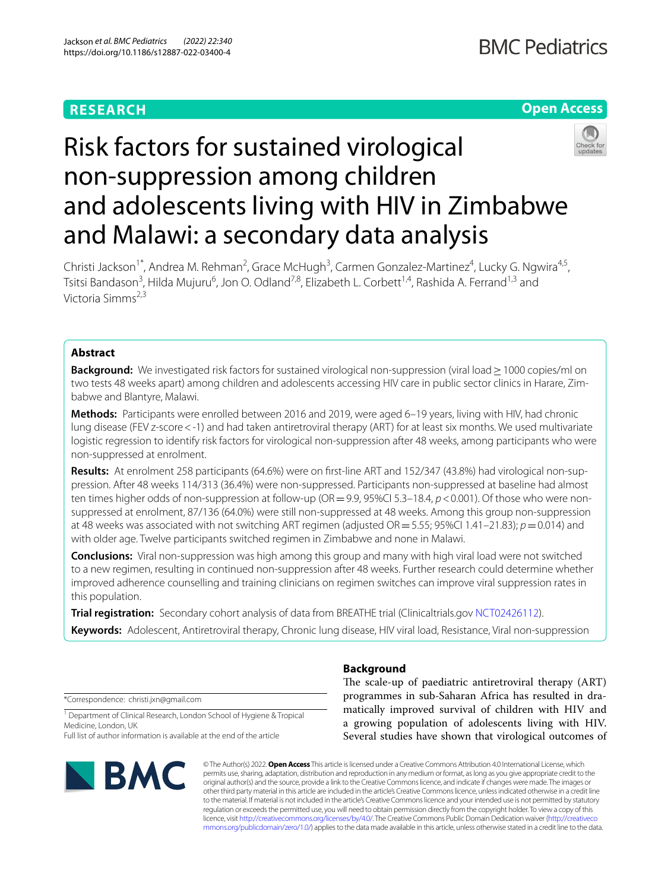**RESEARCH** **Open Access**

# Risk factors for sustained virological non-suppression among children and adolescents living with HIV in Zimbabwe and Malawi: a secondary data analysis

Christi Jackson[1*], Andrea M. Rehman[2], Grace McHugh[3], Carmen Gonzalez-Martinez[4], Lucky G. Ngwira[4,5], Tsitsi Bandason[3], Hilda Mujuru[6], Jon O. Odland[7,8], Elizabeth L. Corbett[1,4], Rashida A. Ferrand[1,3] and Victoria Simms[2,3]

## Abstract

**Background:** We investigated risk factors for sustained virological non-suppression (viral load ≥ 1000 copies/ml on two tests 48 weeks apart) among children and adolescents accessing HIV care in public sector clinics in Harare, Zimbabwe and Blantyre, Malawi.

**Methods:** Participants were enrolled between 2016 and 2019, were aged 6–19 years, living with HIV, had chronic lung disease (FEV z-score < -1) and had taken antiretroviral therapy (ART) for at least six months. We used multivariate logistic regression to identify risk factors for virological non-suppression after 48 weeks, among participants who were non-suppressed at enrolment.

**Results:** At enrolment 258 participants (64.6%) were on first-line ART and 152/347 (43.8%) had virological non-suppression. After 48 weeks 114/313 (36.4%) were non-suppressed. Participants non-suppressed at baseline had almost ten times higher odds of non-suppression at follow-up (OR = 9.9, 95%CI 5.3–18.4, $p < 0.001$). Of those who were non-suppressed at enrolment, 87/136 (64.0%) were still non-suppressed at 48 weeks. Among this group non-suppression at 48 weeks was associated with not switching ART regimen (adjusted OR = 5.55; 95%CI 1.41–21.83); $p = 0.014$) and with older age. Twelve participants switched regimen in Zimbabwe and none in Malawi.

**Conclusions:** Viral non-suppression was high among this group and many with high viral load were not switched to a new regimen, resulting in continued non-suppression after 48 weeks. Further research could determine whether improved adherence counselling and training clinicians on regimen switches can improve viral suppression rates in this population.

**Trial registration:** Secondary cohort analysis of data from BREATHE trial (Clinicaltrials.gov NCT02426112).

**Keywords:** Adolescent, Antiretroviral therapy, Chronic lung disease, HIV viral load, Resistance, Viral non-suppression

*Correspondence: christi.jxn@gmail.com

[1] Department of Clinical Research, London School of Hygiene & Tropical Medicine, London, UK

Full list of author information is available at the end of the article

## Background

The scale-up of paediatric antiretroviral therapy (ART) programmes in sub-Saharan Africa has resulted in dramatically improved survival of children with HIV and a growing population of adolescents living with HIV. Several studies have shown that virological outcomes of

© The Author(s) 2022. **Open Access** This article is licensed under a Creative Commons Attribution 4.0 International License, which permits use, sharing, adaptation, distribution and reproduction in any medium or format, as long as you give appropriate credit to the original author(s) and the source, provide a link to the Creative Commons licence, and indicate if changes were made. The images or other third party material in this article are included in the article's Creative Commons licence, unless indicated otherwise in a credit line to the material. If material is not included in the article's Creative Commons licence and your intended use is not permitted by statutory regulation or exceeds the permitted use, you will need to obtain permission directly from the copyright holder. To view a copy of this licence, visit http://creativecommons.org/licenses/by/4.0/. The Creative Commons Public Domain Dedication waiver (http://creativecommons.org/publicdomain/zero/1.0/) applies to the data made available in this article, unless otherwise stated in a credit line to the data.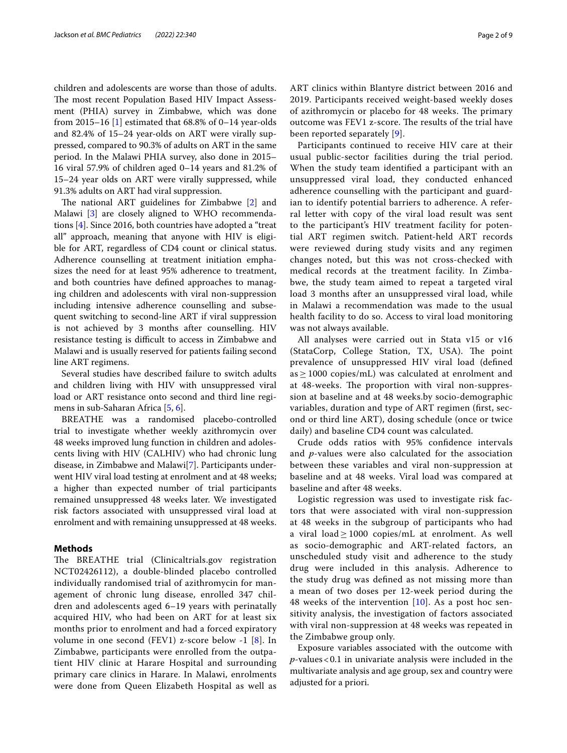children and adolescents are worse than those of adults. The most recent Population Based HIV Impact Assessment (PHIA) survey in Zimbabwe, which was done from 2015–16 [1] estimated that 68.8% of 0–14 year-olds and 82.4% of 15–24 year-olds on ART were virally suppressed, compared to 90.3% of adults on ART in the same period. In the Malawi PHIA survey, also done in 2015–16 viral 57.9% of children aged 0–14 years and 81.2% of 15–24 year olds on ART were virally suppressed, while 91.3% adults on ART had viral suppression.

The national ART guidelines for Zimbabwe [2] and Malawi [3] are closely aligned to WHO recommendations [4]. Since 2016, both countries have adopted a "treat all" approach, meaning that anyone with HIV is eligible for ART, regardless of CD4 count or clinical status. Adherence counselling at treatment initiation emphasizes the need for at least 95% adherence to treatment, and both countries have defined approaches to managing children and adolescents with viral non-suppression including intensive adherence counselling and subsequent switching to second-line ART if viral suppression is not achieved by 3 months after counselling. HIV resistance testing is difficult to access in Zimbabwe and Malawi and is usually reserved for patients failing second line ART regimens.

Several studies have described failure to switch adults and children living with HIV with unsuppressed viral load or ART resistance onto second and third line regimens in sub-Saharan Africa [5, 6].

BREATHE was a randomised placebo-controlled trial to investigate whether weekly azithromycin over 48 weeks improved lung function in children and adolescents living with HIV (CALHIV) who had chronic lung disease, in Zimbabwe and Malawi[7]. Participants underwent HIV viral load testing at enrolment and at 48 weeks; a higher than expected number of trial participants remained unsuppressed 48 weeks later. We investigated risk factors associated with unsuppressed viral load at enrolment and with remaining unsuppressed at 48 weeks.

## Methods

The BREATHE trial (Clinicaltrials.gov registration NCT02426112), a double-blinded placebo controlled individually randomised trial of azithromycin for management of chronic lung disease, enrolled 347 children and adolescents aged 6–19 years with perinatally acquired HIV, who had been on ART for at least six months prior to enrolment and had a forced expiratory volume in one second (FEV1) z-score below -1 [8]. In Zimbabwe, participants were enrolled from the outpatient HIV clinic at Harare Hospital and surrounding primary care clinics in Harare. In Malawi, enrolments were done from Queen Elizabeth Hospital as well as ART clinics within Blantyre district between 2016 and 2019. Participants received weight-based weekly doses of azithromycin or placebo for 48 weeks. The primary outcome was FEV1 z-score. The results of the trial have been reported separately [9].

Participants continued to receive HIV care at their usual public-sector facilities during the trial period. When the study team identified a participant with an unsuppressed viral load, they conducted enhanced adherence counselling with the participant and guardian to identify potential barriers to adherence. A referral letter with copy of the viral load result was sent to the participant's HIV treatment facility for potential ART regimen switch. Patient-held ART records were reviewed during study visits and any regimen changes noted, but this was not cross-checked with medical records at the treatment facility. In Zimbabwe, the study team aimed to repeat a targeted viral load 3 months after an unsuppressed viral load, while in Malawi a recommendation was made to the usual health facility to do so. Access to viral load monitoring was not always available.

All analyses were carried out in Stata v15 or v16 (StataCorp, College Station, TX, USA). The point prevalence of unsuppressed HIV viral load (defined as ≥ 1000 copies/mL) was calculated at enrolment and at 48-weeks. The proportion with viral non-suppression at baseline and at 48 weeks.by socio-demographic variables, duration and type of ART regimen (first, second or third line ART), dosing schedule (once or twice daily) and baseline CD4 count was calculated.

Crude odds ratios with 95% confidence intervals and *p*-values were also calculated for the association between these variables and viral non-suppression at baseline and at 48 weeks. Viral load was compared at baseline and after 48 weeks.

Logistic regression was used to investigate risk factors that were associated with viral non-suppression at 48 weeks in the subgroup of participants who had a viral load ≥ 1000 copies/mL at enrolment. As well as socio-demographic and ART-related factors, an unscheduled study visit and adherence to the study drug were included in this analysis. Adherence to the study drug was defined as not missing more than a mean of two doses per 12-week period during the 48 weeks of the intervention [10]. As a post hoc sensitivity analysis, the investigation of factors associated with viral non-suppression at 48 weeks was repeated in the Zimbabwe group only.

Exposure variables associated with the outcome with *p*-values < 0.1 in univariate analysis were included in the multivariate analysis and age group, sex and country were adjusted for a priori.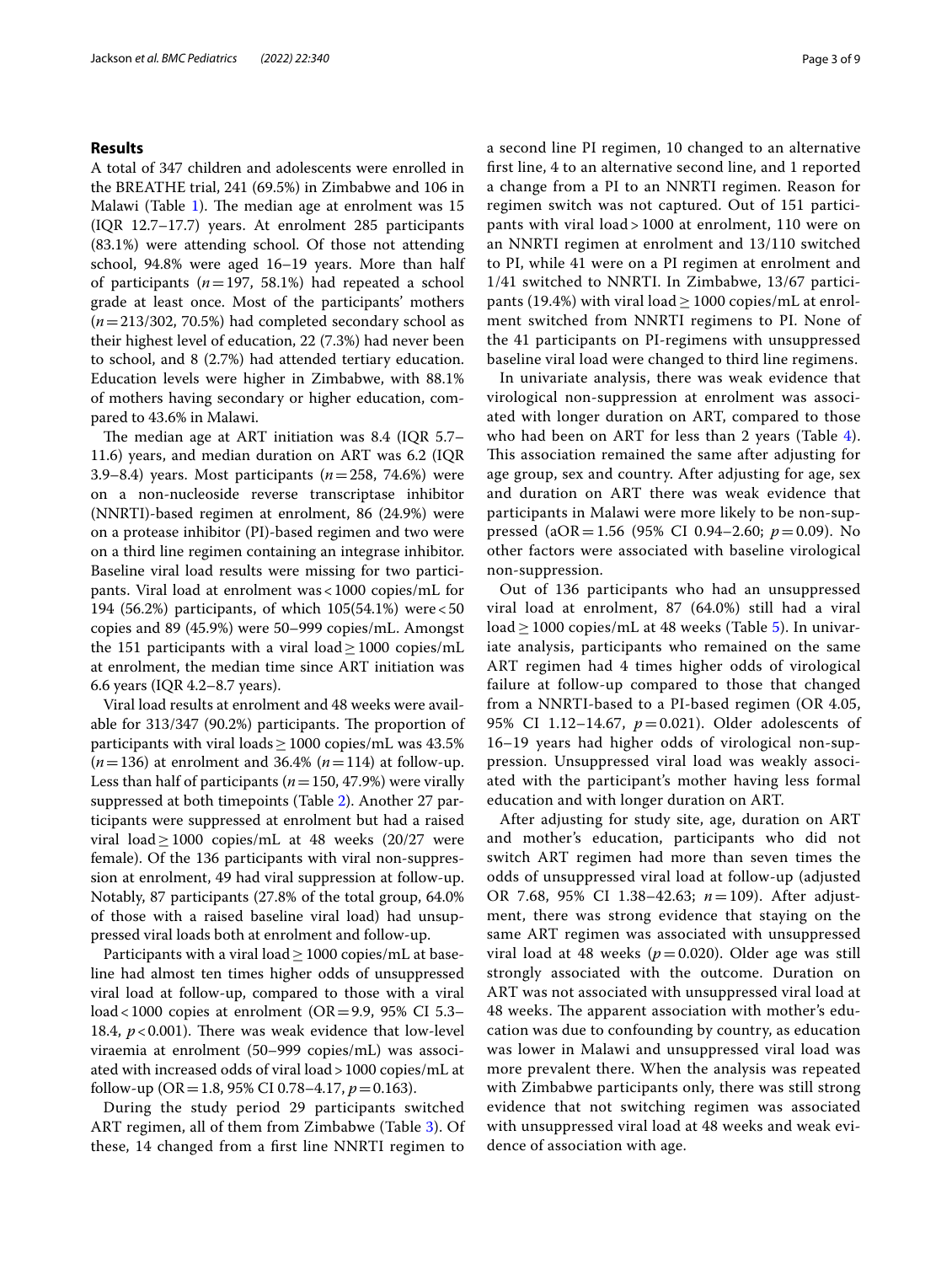## Results

A total of 347 children and adolescents were enrolled in the BREATHE trial, 241 (69.5%) in Zimbabwe and 106 in Malawi (Table 1). The median age at enrolment was 15 (IQR 12.7–17.7) years. At enrolment 285 participants (83.1%) were attending school. Of those not attending school, 94.8% were aged 16–19 years. More than half of participants (*n* = 197, 58.1%) had repeated a school grade at least once. Most of the participants' mothers (*n* = 213/302, 70.5%) had completed secondary school as their highest level of education, 22 (7.3%) had never been to school, and 8 (2.7%) had attended tertiary education. Education levels were higher in Zimbabwe, with 88.1% of mothers having secondary or higher education, compared to 43.6% in Malawi.

The median age at ART initiation was 8.4 (IQR 5.7–11.6) years, and median duration on ART was 6.2 (IQR 3.9–8.4) years. Most participants (*n* = 258, 74.6%) were on a non-nucleoside reverse transcriptase inhibitor (NNRTI)-based regimen at enrolment, 86 (24.9%) were on a protease inhibitor (PI)-based regimen and two were on a third line regimen containing an integrase inhibitor. Baseline viral load results were missing for two participants. Viral load at enrolment was < 1000 copies/mL for 194 (56.2%) participants, of which 105(54.1%) were < 50 copies and 89 (45.9%) were 50–999 copies/mL. Amongst the 151 participants with a viral load ≥ 1000 copies/mL at enrolment, the median time since ART initiation was 6.6 years (IQR 4.2–8.7 years).

Viral load results at enrolment and 48 weeks were available for 313/347 (90.2%) participants. The proportion of participants with viral loads ≥ 1000 copies/mL was 43.5% (*n* = 136) at enrolment and 36.4% (*n* = 114) at follow-up. Less than half of participants (*n* = 150, 47.9%) were virally suppressed at both timepoints (Table 2). Another 27 participants were suppressed at enrolment but had a raised viral load ≥ 1000 copies/mL at 48 weeks (20/27 were female). Of the 136 participants with viral non-suppression at enrolment, 49 had viral suppression at follow-up. Notably, 87 participants (27.8% of the total group, 64.0% of those with a raised baseline viral load) had unsuppressed viral loads both at enrolment and follow-up.

Participants with a viral load ≥ 1000 copies/mL at baseline had almost ten times higher odds of unsuppressed viral load at follow-up, compared to those with a viral load < 1000 copies at enrolment (OR = 9.9, 95% CI 5.3–18.4, $p < 0.001$). There was weak evidence that low-level viraemia at enrolment (50–999 copies/mL) was associated with increased odds of viral load > 1000 copies/mL at follow-up (OR = 1.8, 95% CI 0.78–4.17, $p = 0.163$).

During the study period 29 participants switched ART regimen, all of them from Zimbabwe (Table 3). Of these, 14 changed from a first line NNRTI regimen to a second line PI regimen, 10 changed to an alternative first line, 4 to an alternative second line, and 1 reported a change from a PI to an NNRTI regimen. Reason for regimen switch was not captured. Out of 151 participants with viral load > 1000 at enrolment, 110 were on an NNRTI regimen at enrolment and 13/110 switched to PI, while 41 were on a PI regimen at enrolment and 1/41 switched to NNRTI. In Zimbabwe, 13/67 participants (19.4%) with viral load ≥ 1000 copies/mL at enrolment switched from NNRTI regimens to PI. None of the 41 participants on PI-regimens with unsuppressed baseline viral load were changed to third line regimens.

In univariate analysis, there was weak evidence that virological non-suppression at enrolment was associated with longer duration on ART, compared to those who had been on ART for less than 2 years (Table 4). This association remained the same after adjusting for age group, sex and country. After adjusting for age, sex and duration on ART there was weak evidence that participants in Malawi were more likely to be non-suppressed (aOR = 1.56 (95% CI 0.94–2.60; $p = 0.09$). No other factors were associated with baseline virological non-suppression.

Out of 136 participants who had an unsuppressed viral load at enrolment, 87 (64.0%) still had a viral load ≥ 1000 copies/mL at 48 weeks (Table 5). In univariate analysis, participants who remained on the same ART regimen had 4 times higher odds of virological failure at follow-up compared to those that changed from a NNRTI-based to a PI-based regimen (OR 4.05, 95% CI 1.12–14.67, $p = 0.021$). Older adolescents of 16–19 years had higher odds of virological non-suppression. Unsuppressed viral load was weakly associated with the participant's mother having less formal education and with longer duration on ART.

After adjusting for study site, age, duration on ART and mother's education, participants who did not switch ART regimen had more than seven times the odds of unsuppressed viral load at follow-up (adjusted OR 7.68, 95% CI 1.38–42.63; *n* = 109). After adjustment, there was strong evidence that staying on the same ART regimen was associated with unsuppressed viral load at 48 weeks ($p = 0.020$). Older age was still strongly associated with the outcome. Duration on ART was not associated with unsuppressed viral load at 48 weeks. The apparent association with mother's education was due to confounding by country, as education was lower in Malawi and unsuppressed viral load was more prevalent there. When the analysis was repeated with Zimbabwe participants only, there was still strong evidence that not switching regimen was associated with unsuppressed viral load at 48 weeks and weak evidence of association with age.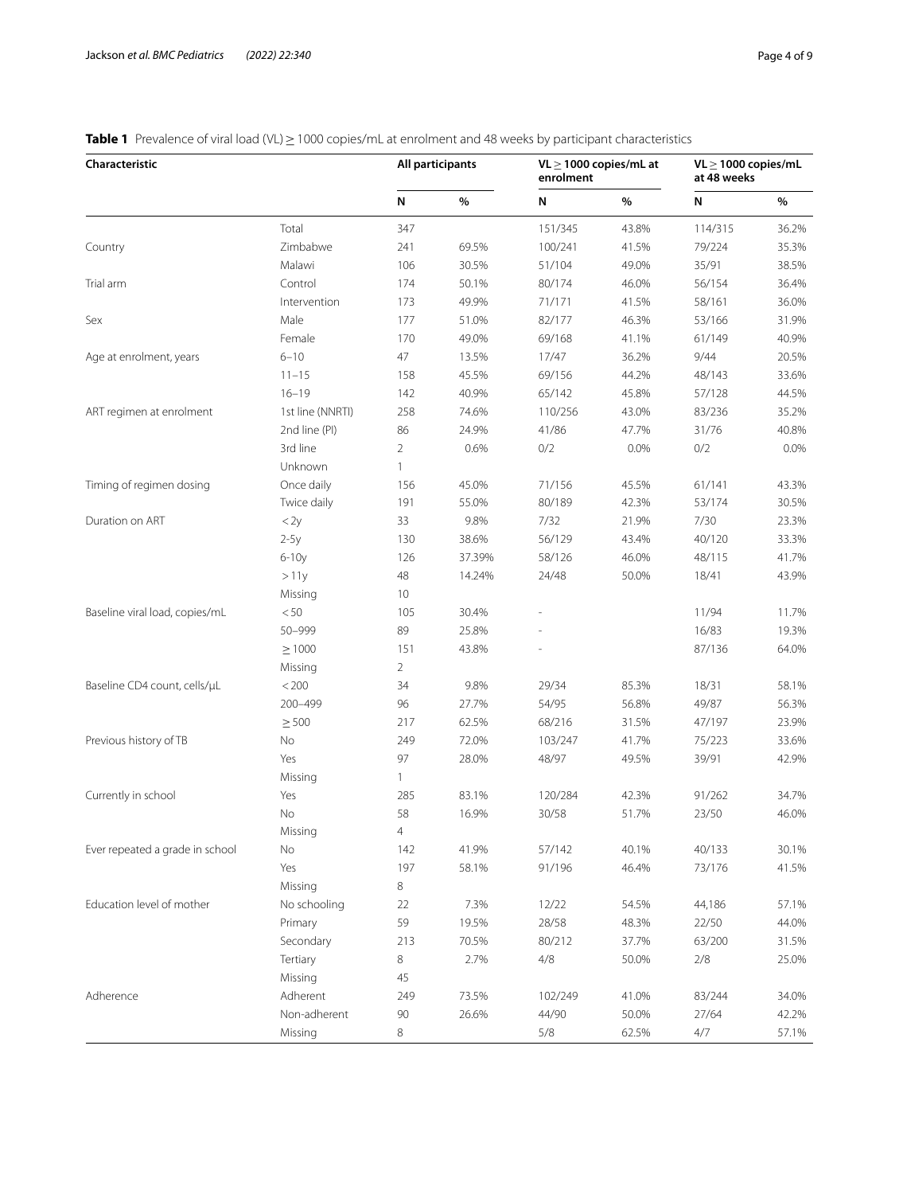**Table 1** Prevalence of viral load (VL) ≥ 1000 copies/mL at enrolment and 48 weeks by participant characteristics

| Characteristic | | All participants | | VL ≥ 1000 copies/mL at enrolment | | VL ≥ 1000 copies/mL at 48 weeks | |
|---|---|---|---|---|---|---|---|
| | | N | % | N | % | N | % |
| | Total | 347 | | 151/345 | 43.8% | 114/315 | 36.2% |
| Country | Zimbabwe | 241 | 69.5% | 100/241 | 41.5% | 79/224 | 35.3% |
| | Malawi | 106 | 30.5% | 51/104 | 49.0% | 35/91 | 38.5% |
| Trial arm | Control | 174 | 50.1% | 80/174 | 46.0% | 56/154 | 36.4% |
| | Intervention | 173 | 49.9% | 71/171 | 41.5% | 58/161 | 36.0% |
| Sex | Male | 177 | 51.0% | 82/177 | 46.3% | 53/166 | 31.9% |
| | Female | 170 | 49.0% | 69/168 | 41.1% | 61/149 | 40.9% |
| Age at enrolment, years | 6–10 | 47 | 13.5% | 17/47 | 36.2% | 9/44 | 20.5% |
| | 11–15 | 158 | 45.5% | 69/156 | 44.2% | 48/143 | 33.6% |
| | 16–19 | 142 | 40.9% | 65/142 | 45.8% | 57/128 | 44.5% |
| ART regimen at enrolment | 1st line (NNRTI) | 258 | 74.6% | 110/256 | 43.0% | 83/236 | 35.2% |
| | 2nd line (PI) | 86 | 24.9% | 41/86 | 47.7% | 31/76 | 40.8% |
| | 3rd line | 2 | 0.6% | 0/2 | 0.0% | 0/2 | 0.0% |
| | Unknown | 1 | | | | | |
| Timing of regimen dosing | Once daily | 156 | 45.0% | 71/156 | 45.5% | 61/141 | 43.3% |
| | Twice daily | 191 | 55.0% | 80/189 | 42.3% | 53/174 | 30.5% |
| Duration on ART | < 2y | 33 | 9.8% | 7/32 | 21.9% | 7/30 | 23.3% |
| | 2-5y | 130 | 38.6% | 56/129 | 43.4% | 40/120 | 33.3% |
| | 6-10y | 126 | 37.39% | 58/126 | 46.0% | 48/115 | 41.7% |
| | > 11y | 48 | 14.24% | 24/48 | 50.0% | 18/41 | 43.9% |
| | Missing | 10 | | | | | |
| Baseline viral load, copies/mL | < 50 | 105 | 30.4% | - | | 11/94 | 11.7% |
| | 50–999 | 89 | 25.8% | - | | 16/83 | 19.3% |
| | ≥ 1000 | 151 | 43.8% | - | | 87/136 | 64.0% |
| | Missing | 2 | | | | | |
| Baseline CD4 count, cells/µL | < 200 | 34 | 9.8% | 29/34 | 85.3% | 18/31 | 58.1% |
| | 200–499 | 96 | 27.7% | 54/95 | 56.8% | 49/87 | 56.3% |
| | ≥ 500 | 217 | 62.5% | 68/216 | 31.5% | 47/197 | 23.9% |
| Previous history of TB | No | 249 | 72.0% | 103/247 | 41.7% | 75/223 | 33.6% |
| | Yes | 97 | 28.0% | 48/97 | 49.5% | 39/91 | 42.9% |
| | Missing | 1 | | | | | |
| Currently in school | Yes | 285 | 83.1% | 120/284 | 42.3% | 91/262 | 34.7% |
| | No | 58 | 16.9% | 30/58 | 51.7% | 23/50 | 46.0% |
| | Missing | 4 | | | | | |
| Ever repeated a grade in school | No | 142 | 41.9% | 57/142 | 40.1% | 40/133 | 30.1% |
| | Yes | 197 | 58.1% | 91/196 | 46.4% | 73/176 | 41.5% |
| | Missing | 8 | | | | | |
| Education level of mother | No schooling | 22 | 7.3% | 12/22 | 54.5% | 44,186 | 57.1% |
| | Primary | 59 | 19.5% | 28/58 | 48.3% | 22/50 | 44.0% |
| | Secondary | 213 | 70.5% | 80/212 | 37.7% | 63/200 | 31.5% |
| | Tertiary | 8 | 2.7% | 4/8 | 50.0% | 2/8 | 25.0% |
| | Missing | 45 | | | | | |
| Adherence | Adherent | 249 | 73.5% | 102/249 | 41.0% | 83/244 | 34.0% |
| | Non-adherent | 90 | 26.6% | 44/90 | 50.0% | 27/64 | 42.2% |
| | Missing | 8 | | 5/8 | 62.5% | 4/7 | 57.1% |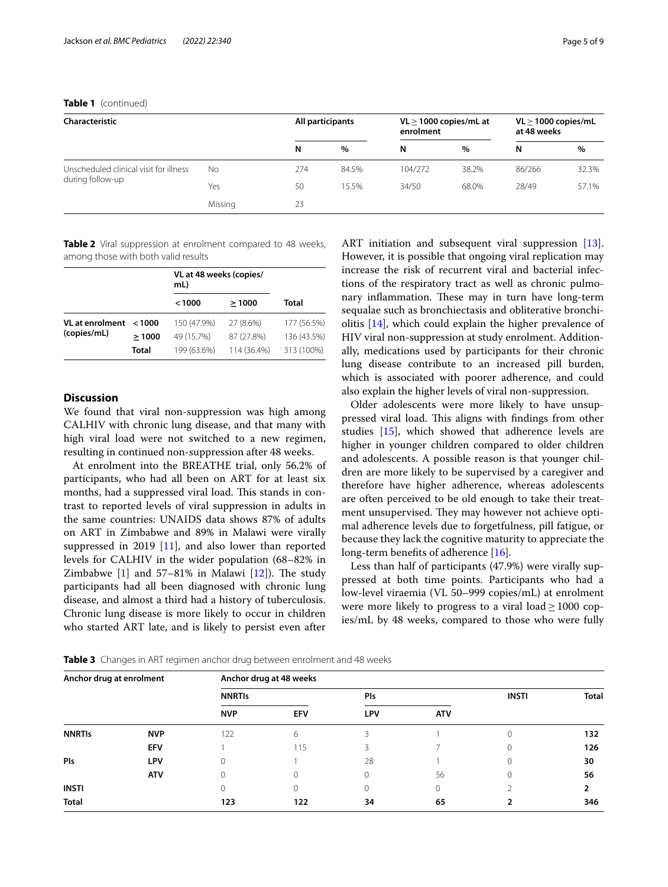**Table 1** (continued)

| Characteristic | | All participants | | VL ≥ 1000 copies/mL at enrolment | | VL ≥ 1000 copies/mL at 48 weeks | |
|---|---|---|---|---|---|---|---|
| | | N | % | N | % | N | % |
| Unscheduled clinical visit for illness during follow-up | No | 274 | 84.5% | 104/272 | 38.2% | 86/266 | 32.3% |
| | Yes | 50 | 15.5% | 34/50 | 68.0% | 28/49 | 57.1% |
| | Missing | 23 | | | | | |

**Table 2** Viral suppression at enrolment compared to 48 weeks, among those with both valid results

| | | VL at 48 weeks (copies/mL) | | |
|---|---|---|---|---|
| | | < 1000 | ≥ 1000 | Total |
| VL at enrolment (copies/mL) | < 1000 | 150 (47.9%) | 27 (8.6%) | 177 (56.5%) |
| | ≥ 1000 | 49 (15.7%) | 87 (27.8%) | 136 (43.5%) |
| | Total | 199 (63.6%) | 114 (36.4%) | 313 (100%) |

## Discussion

We found that viral non-suppression was high among CALHIV with chronic lung disease, and that many with high viral load were not switched to a new regimen, resulting in continued non-suppression after 48 weeks.

At enrolment into the BREATHE trial, only 56.2% of participants, who had all been on ART for at least six months, had a suppressed viral load. This stands in contrast to reported levels of viral suppression in adults in the same countries: UNAIDS data shows 87% of adults on ART in Zimbabwe and 89% in Malawi were virally suppressed in 2019 [11], and also lower than reported levels for CALHIV in the wider population (68–82% in Zimbabwe [1] and 57–81% in Malawi [12]). The study participants had all been diagnosed with chronic lung disease, and almost a third had a history of tuberculosis. Chronic lung disease is more likely to occur in children who started ART late, and is likely to persist even after ART initiation and subsequent viral suppression [13]. However, it is possible that ongoing viral replication may increase the risk of recurrent viral and bacterial infections of the respiratory tract as well as chronic pulmonary inflammation. These may in turn have long-term sequalae such as bronchiectasis and obliterative bronchiolitis [14], which could explain the higher prevalence of HIV viral non-suppression at study enrolment. Additionally, medications used by participants for their chronic lung disease contribute to an increased pill burden, which is associated with poorer adherence, and could also explain the higher levels of viral non-suppression.

Older adolescents were more likely to have unsuppressed viral load. This aligns with findings from other studies [15], which showed that adherence levels are higher in younger children compared to older children and adolescents. A possible reason is that younger children are more likely to be supervised by a caregiver and therefore have higher adherence, whereas adolescents are often perceived to be old enough to take their treatment unsupervised. They may however not achieve optimal adherence levels due to forgetfulness, pill fatigue, or because they lack the cognitive maturity to appreciate the long-term benefits of adherence [16].

Less than half of participants (47.9%) were virally suppressed at both time points. Participants who had a low-level viraemia (VL 50–999 copies/mL) at enrolment were more likely to progress to a viral load ≥ 1000 copies/mL by 48 weeks, compared to those who were fully

**Table 3** Changes in ART regimen anchor drug between enrolment and 48 weeks

| Anchor drug at enrolment | | Anchor drug at 48 weeks | | | | | |
|---|---|---|---|---|---|---|---|
| | | NNRTIs | | PIs | | INSTI | Total |
| | | NVP | EFV | LPV | ATV | | |
| **NNRTIs** | **NVP** | 122 | 6 | 3 | 1 | 0 | **132** |
| | **EFV** | 1 | 115 | 3 | 7 | 0 | **126** |
| **PIs** | **LPV** | 0 | 1 | 28 | 1 | 0 | **30** |
| | **ATV** | 0 | 0 | 0 | 56 | 0 | **56** |
| **INSTI** | | 0 | 0 | 0 | 0 | 2 | **2** |
| **Total** | | **123** | **122** | **34** | **65** | **2** | **346** |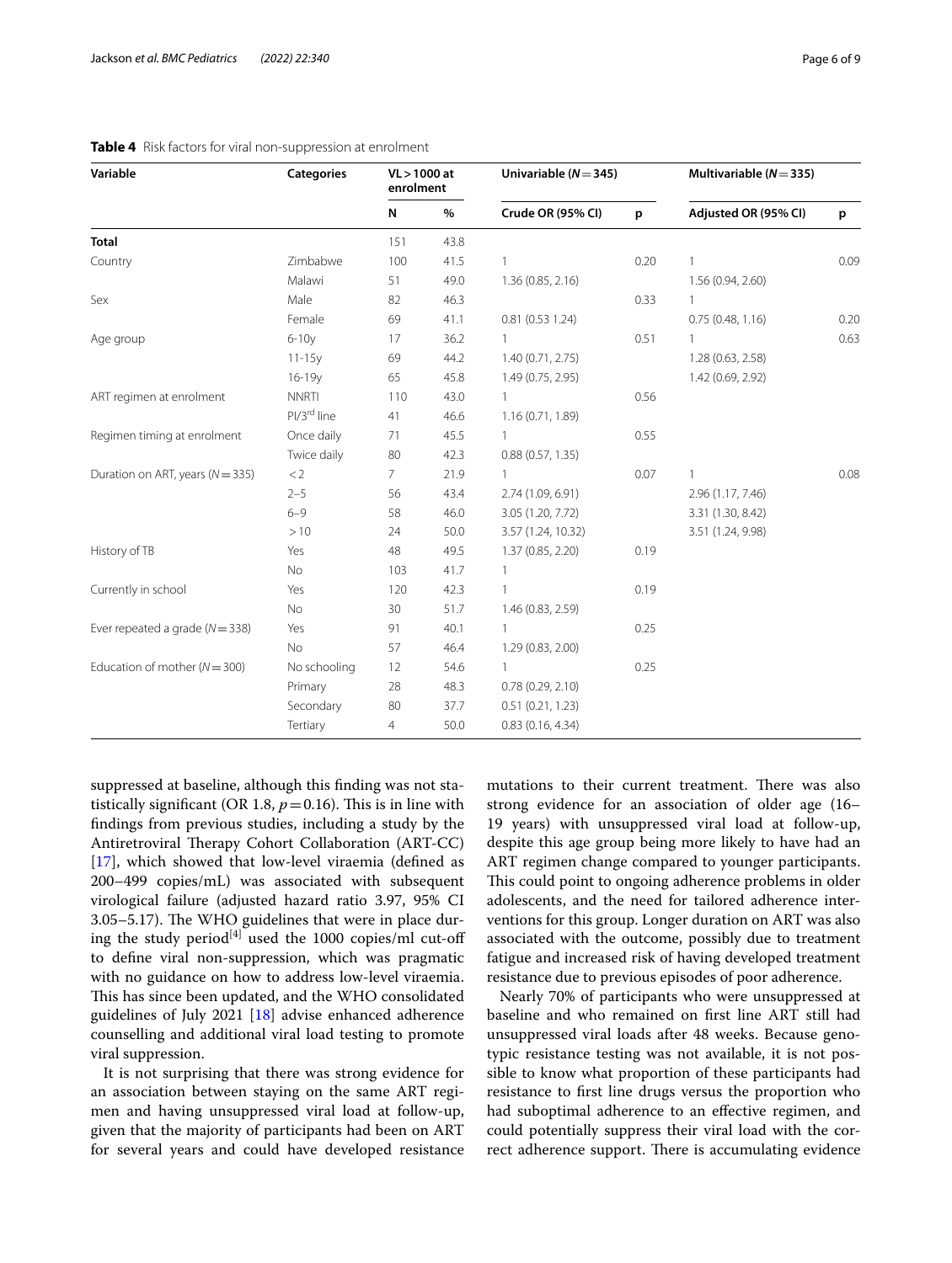**Table 4** Risk factors for viral non-suppression at enrolment

| Variable | Categories | VL > 1000 at enrolment | | Univariable (*N* = 345) | | Multivariable (*N* = 335) | |
|---|---|---|---|---|---|---|---|
| | | N | % | Crude OR (95% CI) | p | Adjusted OR (95% CI) | p |
| **Total** | | 151 | 43.8 | | | | |
| Country | Zimbabwe | 100 | 41.5 | 1 | 0.20 | 1 | 0.09 |
| | Malawi | 51 | 49.0 | 1.36 (0.85, 2.16) | | 1.56 (0.94, 2.60) | |
| Sex | Male | 82 | 46.3 | | 0.33 | 1 | |
| | Female | 69 | 41.1 | 0.81 (0.53 1.24) | | 0.75 (0.48, 1.16) | 0.20 |
| Age group | 6-10y | 17 | 36.2 | 1 | 0.51 | 1 | 0.63 |
| | 11-15y | 69 | 44.2 | 1.40 (0.71, 2.75) | | 1.28 (0.63, 2.58) | |
| | 16-19y | 65 | 45.8 | 1.49 (0.75, 2.95) | | 1.42 (0.69, 2.92) | |
| ART regimen at enrolment | NNRTI | 110 | 43.0 | 1 | 0.56 | | |
| | PI/3rd line | 41 | 46.6 | 1.16 (0.71, 1.89) | | | |
| Regimen timing at enrolment | Once daily | 71 | 45.5 | 1 | 0.55 | | |
| | Twice daily | 80 | 42.3 | 0.88 (0.57, 1.35) | | | |
| Duration on ART, years (*N* = 335) | < 2 | 7 | 21.9 | 1 | 0.07 | 1 | 0.08 |
| | 2–5 | 56 | 43.4 | 2.74 (1.09, 6.91) | | 2.96 (1.17, 7.46) | |
| | 6–9 | 58 | 46.0 | 3.05 (1.20, 7.72) | | 3.31 (1.30, 8.42) | |
| | > 10 | 24 | 50.0 | 3.57 (1.24, 10.32) | | 3.51 (1.24, 9.98) | |
| History of TB | Yes | 48 | 49.5 | 1.37 (0.85, 2.20) | 0.19 | | |
| | No | 103 | 41.7 | 1 | | | |
| Currently in school | Yes | 120 | 42.3 | 1 | 0.19 | | |
| | No | 30 | 51.7 | 1.46 (0.83, 2.59) | | | |
| Ever repeated a grade (*N* = 338) | Yes | 91 | 40.1 | 1 | 0.25 | | |
| | No | 57 | 46.4 | 1.29 (0.83, 2.00) | | | |
| Education of mother (*N* = 300) | No schooling | 12 | 54.6 | 1 | 0.25 | | |
| | Primary | 28 | 48.3 | 0.78 (0.29, 2.10) | | | |
| | Secondary | 80 | 37.7 | 0.51 (0.21, 1.23) | | | |
| | Tertiary | 4 | 50.0 | 0.83 (0.16, 4.34) | | | |

suppressed at baseline, although this finding was not statistically significant (OR 1.8, $p = 0.16$). This is in line with findings from previous studies, including a study by the Antiretroviral Therapy Cohort Collaboration (ART-CC) [17], which showed that low-level viraemia (defined as 200–499 copies/mL) was associated with subsequent virological failure (adjusted hazard ratio 3.97, 95% CI 3.05–5.17). The WHO guidelines that were in place during the study period[4] used the 1000 copies/ml cut-off to define viral non-suppression, which was pragmatic with no guidance on how to address low-level viraemia. This has since been updated, and the WHO consolidated guidelines of July 2021 [18] advise enhanced adherence counselling and additional viral load testing to promote viral suppression.

It is not surprising that there was strong evidence for an association between staying on the same ART regimen and having unsuppressed viral load at follow-up, given that the majority of participants had been on ART for several years and could have developed resistance mutations to their current treatment. There was also strong evidence for an association of older age (16–19 years) with unsuppressed viral load at follow-up, despite this age group being more likely to have had an ART regimen change compared to younger participants. This could point to ongoing adherence problems in older adolescents, and the need for tailored adherence interventions for this group. Longer duration on ART was also associated with the outcome, possibly due to treatment fatigue and increased risk of having developed treatment resistance due to previous episodes of poor adherence.

Nearly 70% of participants who were unsuppressed at baseline and who remained on first line ART still had unsuppressed viral loads after 48 weeks. Because genotypic resistance testing was not available, it is not possible to know what proportion of these participants had resistance to first line drugs versus the proportion who had suboptimal adherence to an effective regimen, and could potentially suppress their viral load with the correct adherence support. There is accumulating evidence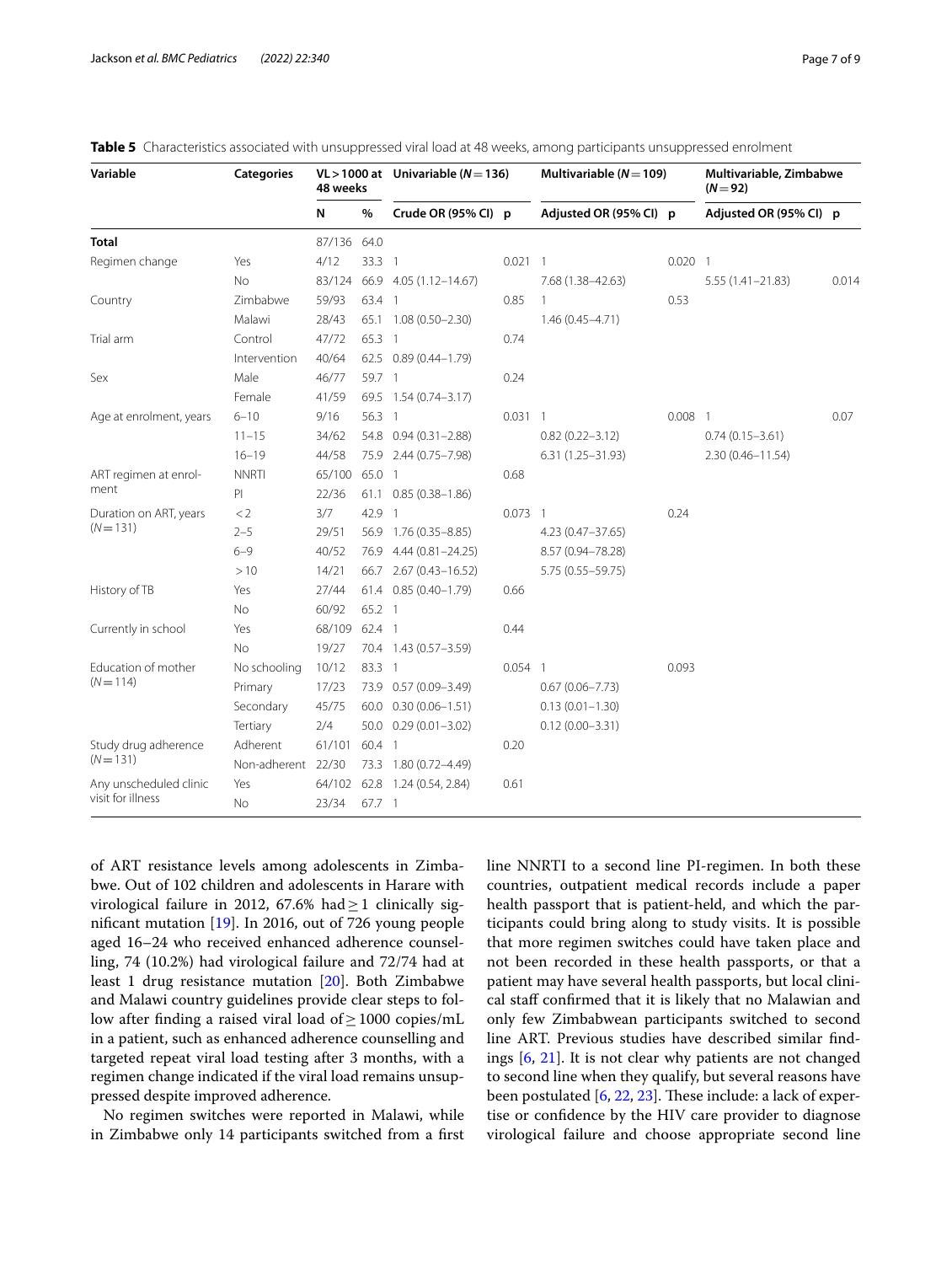**Table 5** Characteristics associated with unsuppressed viral load at 48 weeks, among participants unsuppressed enrolment

| Variable | Categories | VL > 1000 at 48 weeks | | Univariable ($N = 136$) | | Multivariable ($N = 109$) | | Multivariable, Zimbabwe ($N = 92$) | |
|---|---|---|---|---|---|---|---|---|---|
| | | N | % | Crude OR (95% CI) | p | Adjusted OR (95% CI) | p | Adjusted OR (95% CI) | p |
| **Total** | | 87/136 | 64.0 | | | | | | |
| Regimen change | Yes | 4/12 | 33.3 | 1 | 0.021 | 1 | 0.020 | 1 | |
| | No | 83/124 | 66.9 | 4.05 (1.12–14.67) | | 7.68 (1.38–42.63) | | 5.55 (1.41–21.83) | 0.014 |
| Country | Zimbabwe | 59/93 | 63.4 | 1 | 0.85 | 1 | 0.53 | | |
| | Malawi | 28/43 | 65.1 | 1.08 (0.50–2.30) | | 1.46 (0.45–4.71) | | | |
| Trial arm | Control | 47/72 | 65.3 | 1 | 0.74 | | | | |
| | Intervention | 40/64 | 62.5 | 0.89 (0.44–1.79) | | | | | |
| Sex | Male | 46/77 | 59.7 | 1 | 0.24 | | | | |
| | Female | 41/59 | 69.5 | 1.54 (0.74–3.17) | | | | | |
| Age at enrolment, years | 6–10 | 9/16 | 56.3 | 1 | 0.031 | 1 | 0.008 | 1 | 0.07 |
| | 11–15 | 34/62 | 54.8 | 0.94 (0.31–2.88) | | 0.82 (0.22–3.12) | | 0.74 (0.15–3.61) | |
| | 16–19 | 44/58 | 75.9 | 2.44 (0.75–7.98) | | 6.31 (1.25–31.93) | | 2.30 (0.46–11.54) | |
| ART regimen at enrolment | NNRTI | 65/100 | 65.0 | 1 | 0.68 | | | | |
| | PI | 22/36 | 61.1 | 0.85 (0.38–1.86) | | | | | |
| Duration on ART, years ($N = 131$) | < 2 | 3/7 | 42.9 | 1 | 0.073 | 1 | 0.24 | | |
| | 2–5 | 29/51 | 56.9 | 1.76 (0.35–8.85) | | 4.23 (0.47–37.65) | | | |
| | 6–9 | 40/52 | 76.9 | 4.44 (0.81–24.25) | | 8.57 (0.94–78.28) | | | |
| | > 10 | 14/21 | 66.7 | 2.67 (0.43–16.52) | | 5.75 (0.55–59.75) | | | |
| History of TB | Yes | 27/44 | 61.4 | 0.85 (0.40–1.79) | 0.66 | | | | |
| | No | 60/92 | 65.2 | 1 | | | | | |
| Currently in school | Yes | 68/109 | 62.4 | 1 | 0.44 | | | | |
| | No | 19/27 | 70.4 | 1.43 (0.57–3.59) | | | | | |
| Education of mother ($N = 114$) | No schooling | 10/12 | 83.3 | 1 | 0.054 | 1 | 0.093 | | |
| | Primary | 17/23 | 73.9 | 0.57 (0.09–3.49) | | 0.67 (0.06–7.73) | | | |
| | Secondary | 45/75 | 60.0 | 0.30 (0.06–1.51) | | 0.13 (0.01–1.30) | | | |
| | Tertiary | 2/4 | 50.0 | 0.29 (0.01–3.02) | | 0.12 (0.00–3.31) | | | |
| Study drug adherence ($N = 131$) | Adherent | 61/101 | 60.4 | 1 | 0.20 | | | | |
| | Non-adherent | 22/30 | 73.3 | 1.80 (0.72–4.49) | | | | | |
| Any unscheduled clinic visit for illness | Yes | 64/102 | 62.8 | 1.24 (0.54, 2.84) | 0.61 | | | | |
| | No | 23/34 | 67.7 | 1 | | | | | |

of ART resistance levels among adolescents in Zimbabwe. Out of 102 children and adolescents in Harare with virological failure in 2012, 67.6% had ≥ 1 clinically significant mutation [19]. In 2016, out of 726 young people aged 16–24 who received enhanced adherence counselling, 74 (10.2%) had virological failure and 72/74 had at least 1 drug resistance mutation [20]. Both Zimbabwe and Malawi country guidelines provide clear steps to follow after finding a raised viral load of ≥ 1000 copies/mL in a patient, such as enhanced adherence counselling and targeted repeat viral load testing after 3 months, with a regimen change indicated if the viral load remains unsuppressed despite improved adherence.

No regimen switches were reported in Malawi, while in Zimbabwe only 14 participants switched from a first line NNRTI to a second line PI-regimen. In both these countries, outpatient medical records include a paper health passport that is patient-held, and which the participants could bring along to study visits. It is possible that more regimen switches could have taken place and not been recorded in these health passports, or that a patient may have several health passports, but local clinical staff confirmed that it is likely that no Malawian and only few Zimbabwean participants switched to second line ART. Previous studies have described similar findings [6, 21]. It is not clear why patients are not changed to second line when they qualify, but several reasons have been postulated [6, 22, 23]. These include: a lack of expertise or confidence by the HIV care provider to diagnose virological failure and choose appropriate second line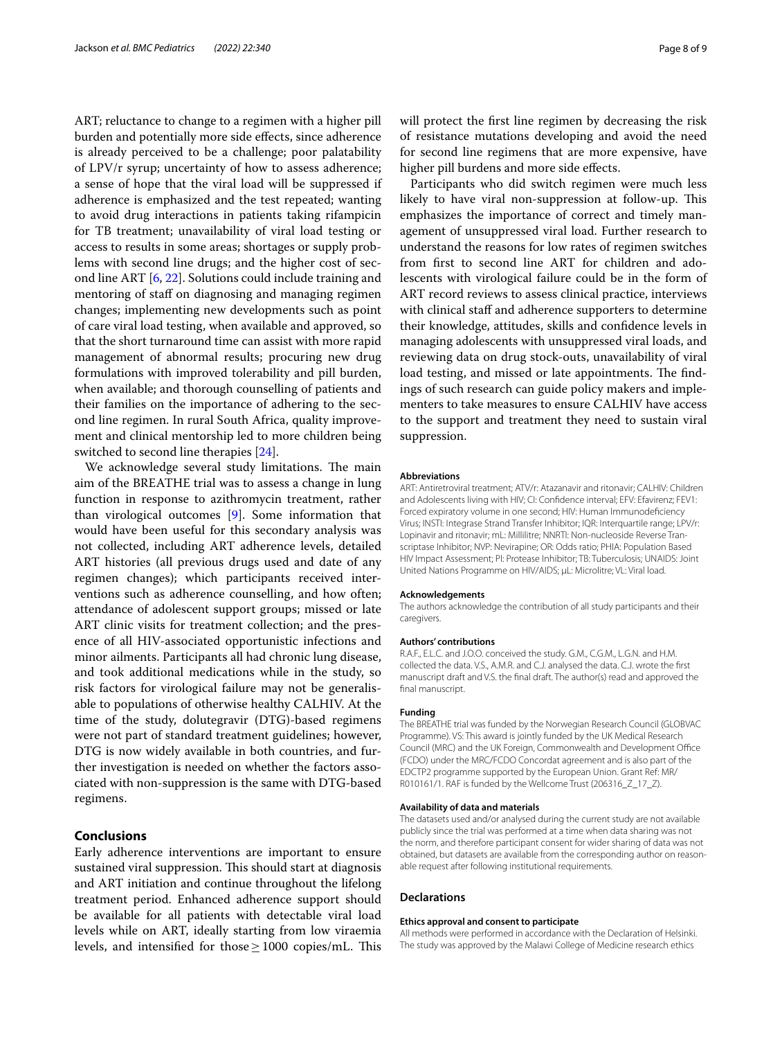ART; reluctance to change to a regimen with a higher pill burden and potentially more side effects, since adherence is already perceived to be a challenge; poor palatability of LPV/r syrup; uncertainty of how to assess adherence; a sense of hope that the viral load will be suppressed if adherence is emphasized and the test repeated; wanting to avoid drug interactions in patients taking rifampicin for TB treatment; unavailability of viral load testing or access to results in some areas; shortages or supply problems with second line drugs; and the higher cost of second line ART [6, 22]. Solutions could include training and mentoring of staff on diagnosing and managing regimen changes; implementing new developments such as point of care viral load testing, when available and approved, so that the short turnaround time can assist with more rapid management of abnormal results; procuring new drug formulations with improved tolerability and pill burden, when available; and thorough counselling of patients and their families on the importance of adhering to the second line regimen. In rural South Africa, quality improvement and clinical mentorship led to more children being switched to second line therapies [24].

We acknowledge several study limitations. The main aim of the BREATHE trial was to assess a change in lung function in response to azithromycin treatment, rather than virological outcomes [9]. Some information that would have been useful for this secondary analysis was not collected, including ART adherence levels, detailed ART histories (all previous drugs used and date of any regimen changes); which participants received interventions such as adherence counselling, and how often; attendance of adolescent support groups; missed or late ART clinic visits for treatment collection; and the presence of all HIV-associated opportunistic infections and minor ailments. Participants all had chronic lung disease, and took additional medications while in the study, so risk factors for virological failure may not be generalisable to populations of otherwise healthy CALHIV. At the time of the study, dolutegravir (DTG)-based regimens were not part of standard treatment guidelines; however, DTG is now widely available in both countries, and further investigation is needed on whether the factors associated with non-suppression is the same with DTG-based regimens.

## Conclusions

Early adherence interventions are important to ensure sustained viral suppression. This should start at diagnosis and ART initiation and continue throughout the lifelong treatment period. Enhanced adherence support should be available for all patients with detectable viral load levels while on ART, ideally starting from low viraemia levels, and intensified for those $\geq 1000$ copies/mL. This will protect the first line regimen by decreasing the risk of resistance mutations developing and avoid the need for second line regimens that are more expensive, have higher pill burdens and more side effects.

Participants who did switch regimen were much less likely to have viral non-suppression at follow-up. This emphasizes the importance of correct and timely management of unsuppressed viral load. Further research to understand the reasons for low rates of regimen switches from first to second line ART for children and adolescents with virological failure could be in the form of ART record reviews to assess clinical practice, interviews with clinical staff and adherence supporters to determine their knowledge, attitudes, skills and confidence levels in managing adolescents with unsuppressed viral loads, and reviewing data on drug stock-outs, unavailability of viral load testing, and missed or late appointments. The findings of such research can guide policy makers and implementers to take measures to ensure CALHIV have access to the support and treatment they need to sustain viral suppression.

#### Abbreviations

ART: Antiretroviral treatment; ATV/r: Atazanavir and ritonavir; CALHIV: Children and Adolescents living with HIV; CI: Confidence interval; EFV: Efavirenz; FEV1: Forced expiratory volume in one second; HIV: Human Immunodeficiency Virus; INSTI: Integrase Strand Transfer Inhibitor; IQR: Interquartile range; LPV/r: Lopinavir and ritonavir; mL: Millilitre; NNRTI: Non-nucleoside Reverse Transcriptase Inhibitor; NVP: Nevirapine; OR: Odds ratio; PHIA: Population Based HIV Impact Assessment; PI: Protease Inhibitor; TB: Tuberculosis; UNAIDS: Joint United Nations Programme on HIV/AIDS; µL: Microlitre; VL: Viral load.

#### Acknowledgements

The authors acknowledge the contribution of all study participants and their caregivers.

#### Authors' contributions

R.A.F., E.L.C. and J.O.O. conceived the study. G.M., C.G.M., L.G.N. and H.M. collected the data. V.S., A.M.R. and C.J. analysed the data. C.J. wrote the first manuscript draft and V.S. the final draft. The author(s) read and approved the final manuscript.

#### Funding

The BREATHE trial was funded by the Norwegian Research Council (GLOBVAC Programme). VS: This award is jointly funded by the UK Medical Research Council (MRC) and the UK Foreign, Commonwealth and Development Office (FCDO) under the MRC/FCDO Concordat agreement and is also part of the EDCTP2 programme supported by the European Union. Grant Ref: MR/R010161/1. RAF is funded by the Wellcome Trust (206316_Z_17_Z).

#### Availability of data and materials

The datasets used and/or analysed during the current study are not available publicly since the trial was performed at a time when data sharing was not the norm, and therefore participant consent for wider sharing of data was not obtained, but datasets are available from the corresponding author on reasonable request after following institutional requirements.

### Declarations

#### Ethics approval and consent to participate

All methods were performed in accordance with the Declaration of Helsinki. The study was approved by the Malawi College of Medicine research ethics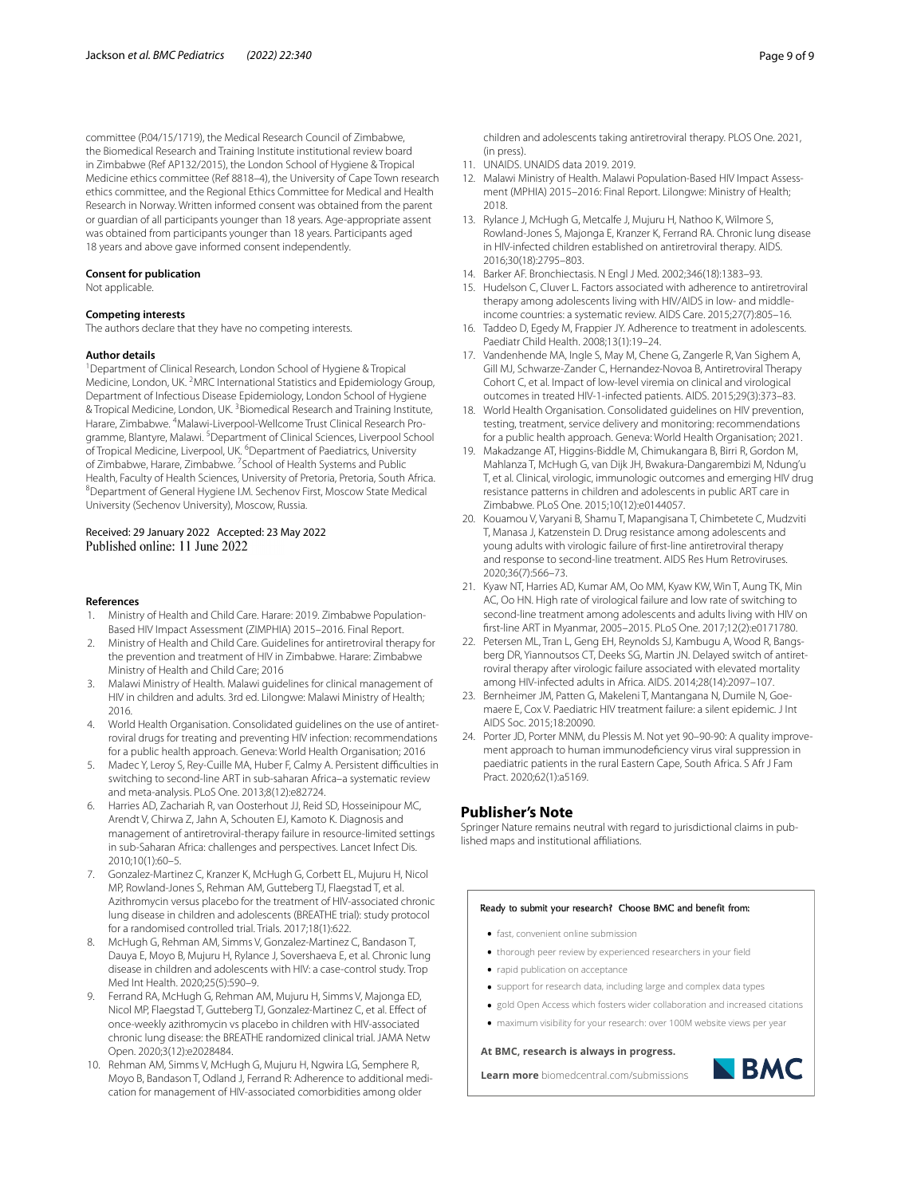committee (P.04/15/1719), the Medical Research Council of Zimbabwe, the Biomedical Research and Training Institute institutional review board in Zimbabwe (Ref AP132/2015), the London School of Hygiene & Tropical Medicine ethics committee (Ref 8818–4), the University of Cape Town research ethics committee, and the Regional Ethics Committee for Medical and Health Research in Norway. Written informed consent was obtained from the parent or guardian of all participants younger than 18 years. Age-appropriate assent was obtained from participants younger than 18 years. Participants aged 18 years and above gave informed consent independently.

### Consent for publication

Not applicable.

### Competing interests

The authors declare that they have no competing interests.

### Author details

[1]Department of Clinical Research, London School of Hygiene & Tropical Medicine, London, UK. [2]MRC International Statistics and Epidemiology Group, Department of Infectious Disease Epidemiology, London School of Hygiene & Tropical Medicine, London, UK. [3]Biomedical Research and Training Institute, Harare, Zimbabwe. [4]Malawi-Liverpool-Wellcome Trust Clinical Research Programme, Blantyre, Malawi. [5]Department of Clinical Sciences, Liverpool School of Tropical Medicine, Liverpool, UK. [6]Department of Paediatrics, University of Zimbabwe, Harare, Zimbabwe. [7]School of Health Systems and Public Health, Faculty of Health Sciences, University of Pretoria, Pretoria, South Africa. [8]Department of General Hygiene I.M. Sechenov First, Moscow State Medical University (Sechenov University), Moscow, Russia.

Received: 29 January 2022 Accepted: 23 May 2022
Published online: 11 June 2022

### References

1. Ministry of Health and Child Care. Harare: 2019. Zimbabwe Population-Based HIV Impact Assessment (ZIMPHIA) 2015–2016. Final Report.
2. Ministry of Health and Child Care. Guidelines for antiretroviral therapy for the prevention and treatment of HIV in Zimbabwe. Harare: Zimbabwe Ministry of Health and Child Care; 2016
3. Malawi Ministry of Health. Malawi guidelines for clinical management of HIV in children and adults. 3rd ed. Lilongwe: Malawi Ministry of Health; 2016.
4. World Health Organisation. Consolidated guidelines on the use of antiretroviral drugs for treating and preventing HIV infection: recommendations for a public health approach. Geneva: World Health Organisation; 2016
5. Madec Y, Leroy S, Rey-Cuille MA, Huber F, Calmy A. Persistent difficulties in switching to second-line ART in sub-saharan Africa–a systematic review and meta-analysis. PLoS One. 2013;8(12):e82724.
6. Harries AD, Zachariah R, van Oosterhout JJ, Reid SD, Hosseinipour MC, Arendt V, Chirwa Z, Jahn A, Schouten EJ, Kamoto K. Diagnosis and management of antiretroviral-therapy failure in resource-limited settings in sub-Saharan Africa: challenges and perspectives. Lancet Infect Dis. 2010;10(1):60–5.
7. Gonzalez-Martinez C, Kranzer K, McHugh G, Corbett EL, Mujuru H, Nicol MP, Rowland-Jones S, Rehman AM, Gutteberg TJ, Flaegstad T, et al. Azithromycin versus placebo for the treatment of HIV-associated chronic lung disease in children and adolescents (BREATHE trial): study protocol for a randomised controlled trial. Trials. 2017;18(1):622.
8. McHugh G, Rehman AM, Simms V, Gonzalez-Martinez C, Bandason T, Dauya E, Moyo B, Mujuru H, Rylance J, Sovershaeva E, et al. Chronic lung disease in children and adolescents with HIV: a case-control study. Trop Med Int Health. 2020;25(5):590–9.
9. Ferrand RA, McHugh G, Rehman AM, Mujuru H, Simms V, Majonga ED, Nicol MP, Flaegstad T, Gutteberg TJ, Gonzalez-Martinez C, et al. Effect of once-weekly azithromycin vs placebo in children with HIV-associated chronic lung disease: the BREATHE randomized clinical trial. JAMA Netw Open. 2020;3(12):e2028484.
10. Rehman AM, Simms V, McHugh G, Mujuru H, Ngwira LG, Semphere R, Moyo B, Bandason T, Odland J, Ferrand R: Adherence to additional medication for management of HIV-associated comorbidities among older children and adolescents taking antiretroviral therapy. PLOS One. 2021, (in press).
11. UNAIDS. UNAIDS data 2019. 2019.
12. Malawi Ministry of Health. Malawi Population-Based HIV Impact Assessment (MPHIA) 2015–2016: Final Report. Lilongwe: Ministry of Health; 2018.
13. Rylance J, McHugh G, Metcalfe J, Mujuru H, Nathoo K, Wilmore S, Rowland-Jones S, Majonga E, Kranzer K, Ferrand RA. Chronic lung disease in HIV-infected children established on antiretroviral therapy. AIDS. 2016;30(18):2795–803.
14. Barker AF. Bronchiectasis. N Engl J Med. 2002;346(18):1383–93.
15. Hudelson C, Cluver L. Factors associated with adherence to antiretroviral therapy among adolescents living with HIV/AIDS in low- and middle-income countries: a systematic review. AIDS Care. 2015;27(7):805–16.
16. Taddeo D, Egedy M, Frappier JY. Adherence to treatment in adolescents. Paediatr Child Health. 2008;13(1):19–24.
17. Vandenhende MA, Ingle S, May M, Chene G, Zangerle R, Van Sighem A, Gill MJ, Schwarze-Zander C, Hernandez-Novoa B, Antiretroviral Therapy Cohort C, et al. Impact of low-level viremia on clinical and virological outcomes in treated HIV-1-infected patients. AIDS. 2015;29(3):373–83.
18. World Health Organisation. Consolidated guidelines on HIV prevention, testing, treatment, service delivery and monitoring: recommendations for a public health approach. Geneva: World Health Organisation; 2021.
19. Makadzange AT, Higgins-Biddle M, Chimukangara B, Birri R, Gordon M, Mahlanza T, McHugh G, van Dijk JH, Bwakura-Dangarembizi M, Ndung'u T, et al. Clinical, virologic, immunologic outcomes and emerging HIV drug resistance patterns in children and adolescents in public ART care in Zimbabwe. PLoS One. 2015;10(12):e0144057.
20. Kouamou V, Varyani B, Shamu T, Mapangisana T, Chimbetete C, Mudzviti T, Manasa J, Katzenstein D. Drug resistance among adolescents and young adults with virologic failure of first-line antiretroviral therapy and response to second-line treatment. AIDS Res Hum Retroviruses. 2020;36(7):566–73.
21. Kyaw NT, Harries AD, Kumar AM, Oo MM, Kyaw KW, Win T, Aung TK, Min AC, Oo HN. High rate of virological failure and low rate of switching to second-line treatment among adolescents and adults living with HIV on first-line ART in Myanmar, 2005–2015. PLoS One. 2017;12(2):e0171780.
22. Petersen ML, Tran L, Geng EH, Reynolds SJ, Kambugu A, Wood R, Bangsberg DR, Yiannoutsos CT, Deeks SG, Martin JN. Delayed switch of antiretroviral therapy after virologic failure associated with elevated mortality among HIV-infected adults in Africa. AIDS. 2014;28(14):2097–107.
23. Bernheimer JM, Patten G, Makeleni T, Mantangana N, Dumile N, Goemaere E, Cox V. Paediatric HIV treatment failure: a silent epidemic. J Int AIDS Soc. 2015;18:20090.
24. Porter JD, Porter MNM, du Plessis M. Not yet 90–90-90: A quality improvement approach to human immunodeficiency virus viral suppression in paediatric patients in the rural Eastern Cape, South Africa. S Afr J Fam Pract. 2020;62(1):a5169.

## Publisher's Note

Springer Nature remains neutral with regard to jurisdictional claims in published maps and institutional affiliations.

Ready to submit your research? Choose BMC and benefit from:

- fast, convenient online submission
- thorough peer review by experienced researchers in your field
- rapid publication on acceptance
- support for research data, including large and complex data types
- gold Open Access which fosters wider collaboration and increased citations
- maximum visibility for your research: over 100M website views per year

**At BMC, research is always in progress.**

**Learn more** biomedcentral.com/submissions